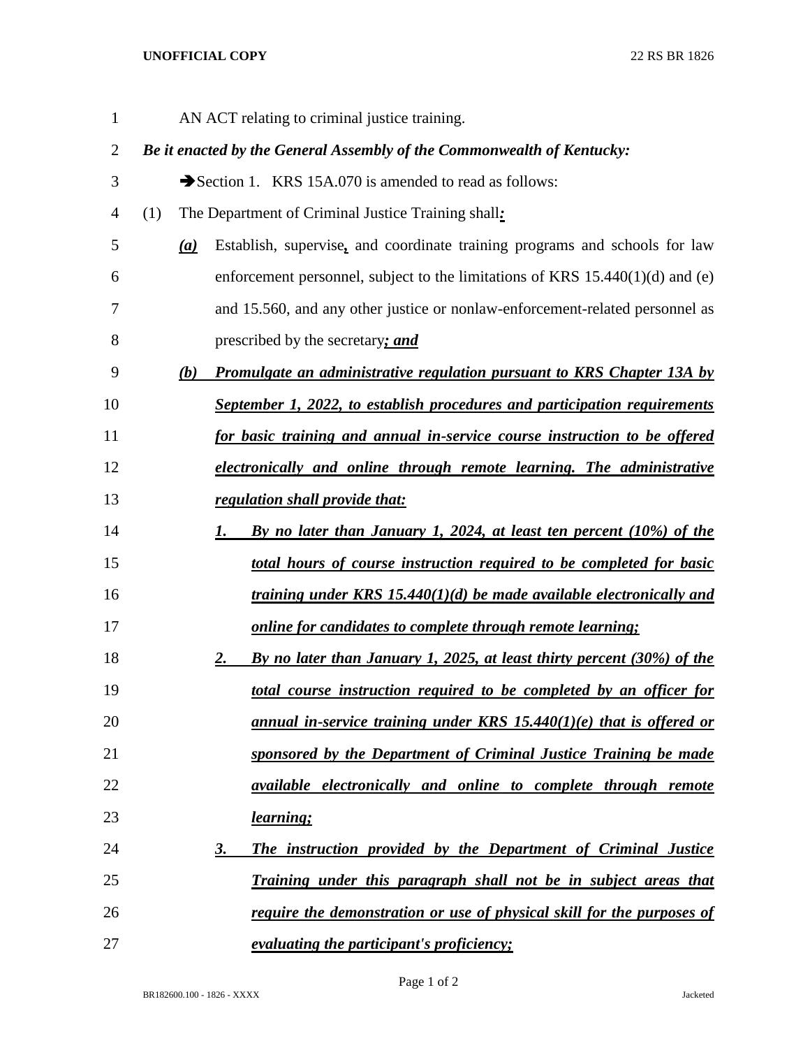AN ACT relating to criminal justice training.

***Be it enacted by the General Assembly of the Commonwealth of Kentucky:***

➔Section 1. KRS 15A.070 is amended to read as follows:

(1) The Department of Criminal Justice Training shall***:***

***(a)*** Establish, supervise***,*** and coordinate training programs and schools for law enforcement personnel, subject to the limitations of KRS 15.440(1)(d) and (e) and 15.560, and any other justice or nonlaw-enforcement-related personnel as prescribed by the secretary***; and***

***(b) Promulgate an administrative regulation pursuant to KRS Chapter 13A by September 1, 2022, to establish procedures and participation requirements for basic training and annual in-service course instruction to be offered electronically and online through remote learning. The administrative regulation shall provide that:***

***1. By no later than January 1, 2024, at least ten percent (10%) of the total hours of course instruction required to be completed for basic training under KRS 15.440(1)(d) be made available electronically and online for candidates to complete through remote learning;***

***2. By no later than January 1, 2025, at least thirty percent (30%) of the total course instruction required to be completed by an officer for annual in-service training under KRS 15.440(1)(e) that is offered or sponsored by the Department of Criminal Justice Training be made available electronically and online to complete through remote learning;***

***3. The instruction provided by the Department of Criminal Justice Training under this paragraph shall not be in subject areas that require the demonstration or use of physical skill for the purposes of evaluating the participant's proficiency;***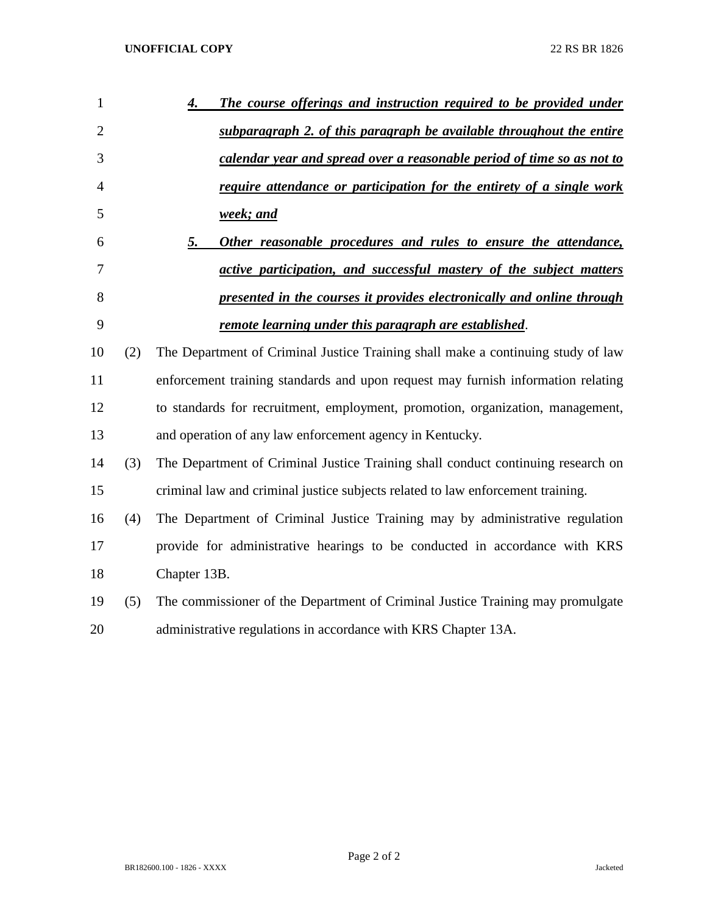***4. The course offerings and instruction required to be provided under subparagraph 2. of this paragraph be available throughout the entire calendar year and spread over a reasonable period of time so as not to require attendance or participation for the entirety of a single work week; and***

***5. Other reasonable procedures and rules to ensure the attendance, active participation, and successful mastery of the subject matters presented in the courses it provides electronically and online through remote learning under this paragraph are established***.

(2) The Department of Criminal Justice Training shall make a continuing study of law enforcement training standards and upon request may furnish information relating to standards for recruitment, employment, promotion, organization, management, and operation of any law enforcement agency in Kentucky.

(3) The Department of Criminal Justice Training shall conduct continuing research on criminal law and criminal justice subjects related to law enforcement training.

(4) The Department of Criminal Justice Training may by administrative regulation provide for administrative hearings to be conducted in accordance with KRS Chapter 13B.

(5) The commissioner of the Department of Criminal Justice Training may promulgate administrative regulations in accordance with KRS Chapter 13A.